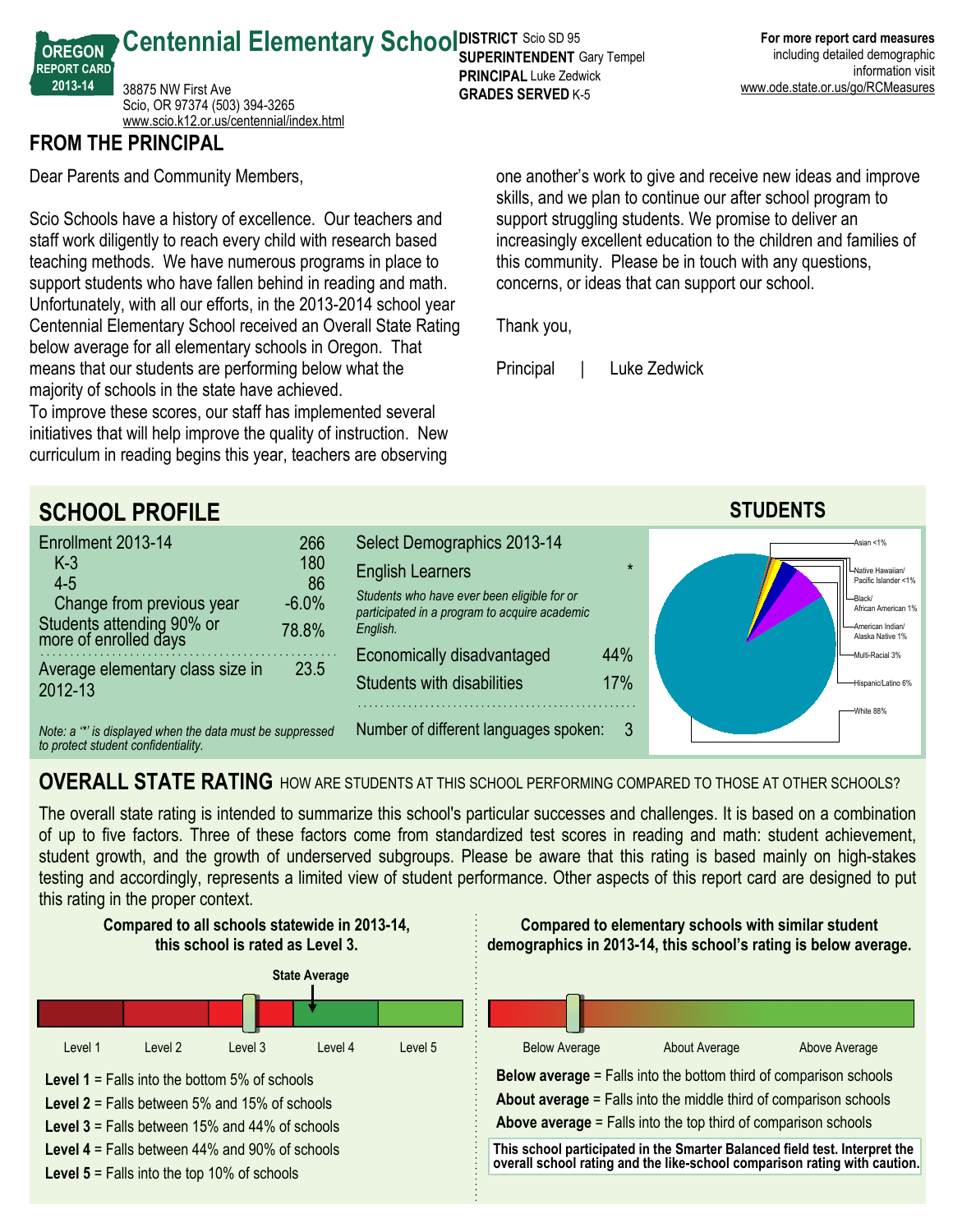# Centennial Elementary School

**OREGON REPORT CARD 2013-14**

38875 NW First Ave
Scio, OR 97374 (503) 394-3265
www.scio.k12.or.us/centennial/index.html

**DISTRICT** Scio SD 95
**SUPERINTENDENT** Gary Tempel
**PRINCIPAL** Luke Zedwick
**GRADES SERVED** K-5

**For more report card measures** including detailed demographic information visit www.ode.state.or.us/go/RCMeasures

## FROM THE PRINCIPAL

Dear Parents and Community Members,

Scio Schools have a history of excellence. Our teachers and staff work diligently to reach every child with research based teaching methods. We have numerous programs in place to support students who have fallen behind in reading and math. Unfortunately, with all our efforts, in the 2013-2014 school year Centennial Elementary School received an Overall State Rating below average for all elementary schools in Oregon. That means that our students are performing below what the majority of schools in the state have achieved.
To improve these scores, our staff has implemented several initiatives that will help improve the quality of instruction. New curriculum in reading begins this year, teachers are observing one another's work to give and receive new ideas and improve skills, and we plan to continue our after school program to support struggling students. We promise to deliver an increasingly excellent education to the children and families of this community. Please be in touch with any questions, concerns, or ideas that can support our school.

Thank you,

Principal | Luke Zedwick

## SCHOOL PROFILE

| Enrollment 2013-14 | 266 |
|---|---|
| K-3 | 180 |
| 4-5 | 86 |
| Change from previous year | -6.0% |
| Students attending 90% or more of enrolled days | 78.8% |
| Average elementary class size in 2012-13 | 23.5 |

*Note: a '*' is displayed when the data must be suppressed to protect student confidentiality.*

| Select Demographics 2013-14 | |
|---|---|
| English Learners | * |
| *Students who have ever been eligible for or participated in a program to acquire academic English.* | |
| Economically disadvantaged | 44% |
| Students with disabilities | 17% |
| Number of different languages spoken: | 3 |

### STUDENTS

- Asian <1%
- Native Hawaiian/ Pacific Islander <1%
- Black/ African American 1%
- American Indian/ Alaska Native 1%
- Multi-Racial 3%
- Hispanic/Latino 6%
- White 88%

## OVERALL STATE RATING HOW ARE STUDENTS AT THIS SCHOOL PERFORMING COMPARED TO THOSE AT OTHER SCHOOLS?

The overall state rating is intended to summarize this school's particular successes and challenges. It is based on a combination of up to five factors. Three of these factors come from standardized test scores in reading and math: student achievement, student growth, and the growth of underserved subgroups. Please be aware that this rating is based mainly on high-stakes testing and accordingly, represents a limited view of student performance. Other aspects of this report card are designed to put this rating in the proper context.

**Compared to all schools statewide in 2013-14, this school is rated as Level 3.**

State Average

Level 1 | Level 2 | Level 3 | Level 4 | Level 5

**Level 1** = Falls into the bottom 5% of schools
**Level 2** = Falls between 5% and 15% of schools
**Level 3** = Falls between 15% and 44% of schools
**Level 4** = Falls between 44% and 90% of schools
**Level 5** = Falls into the top 10% of schools

**Compared to elementary schools with similar student demographics in 2013-14, this school's rating is below average.**

Below Average | About Average | Above Average

**Below average** = Falls into the bottom third of comparison schools
**About average** = Falls into the middle third of comparison schools
**Above average** = Falls into the top third of comparison schools

**This school participated in the Smarter Balanced field test. Interpret the overall school rating and the like-school comparison rating with caution.**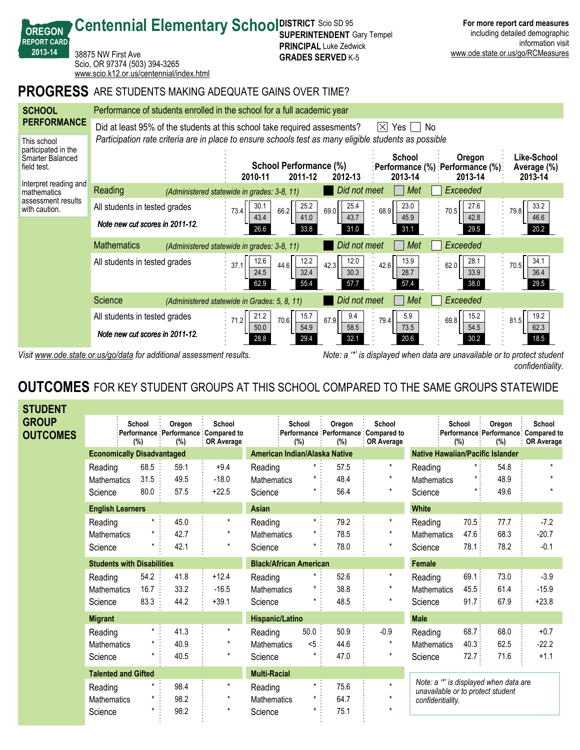# Centennial Elementary School

**OREGON REPORT CARD 2013-14**

38875 NW First Ave
Scio, OR 97374 (503) 394-3265
www.scio.k12.or.us/centennial/index.html

**DISTRICT** Scio SD 95
**SUPERINTENDENT** Gary Tempel
**PRINCIPAL** Luke Zedwick
**GRADES SERVED** K-5

**For more report card measures** including detailed demographic information visit www.ode.state.or.us/go/RCMeasures

## PROGRESS ARE STUDENTS MAKING ADEQUATE GAINS OVER TIME?

### SCHOOL PERFORMANCE

Performance of students enrolled in the school for a full academic year

This school participated in the Smarter Balanced field test.

Interpret reading and mathematics assessment results with caution.

Did at least 95% of the students at this school take required assesments? ☒ Yes ☐ No

*Participation rate criteria are in place to ensure schools test as many eligible students as possible*

Legend: Did not meet / Met / Exceeded

| | | School Performance (%) 2010-11 | School Performance (%) 2011-12 | School Performance (%) 2012-13 | School Performance (%) 2013-14 | Oregon Performance (%) 2013-14 | Like-School Average (%) 2013-14 |
|---|---|---|---|---|---|---|---|
| **Reading** *(Administered statewide in grades: 3-8, 11)* — All students in tested grades (*Note new cut scores in 2011-12.*) | Met or Exceeded | 73.4 | 66.2 | 69.0 | 68.9 | 70.5 | 79.8 |
| | Exceeded | 30.1 | 25.2 | 25.4 | 23.0 | 27.6 | 33.2 |
| | Met | 43.4 | 41.0 | 43.7 | 45.9 | 42.8 | 46.6 |
| | Did not meet | 26.6 | 33.8 | 31.0 | 31.1 | 29.5 | 20.2 |
| **Mathematics** *(Administered statewide in grades: 3-8, 11)* — All students in tested grades | Met or Exceeded | 37.1 | 44.6 | 42.3 | 42.6 | 62.0 | 70.5 |
| | Exceeded | 12.6 | 12.2 | 12.0 | 13.9 | 28.1 | 34.1 |
| | Met | 24.5 | 32.4 | 30.3 | 28.7 | 33.9 | 36.4 |
| | Did not meet | 62.9 | 55.4 | 57.7 | 57.4 | 38.0 | 29.5 |
| **Science** *(Administered statewide in Grades: 5, 8, 11)* — All students in tested grades (*Note new cut scores in 2011-12.*) | Met or Exceeded | 71.2 | 70.6 | 67.9 | 79.4 | 69.8 | 81.5 |
| | Exceeded | 21.2 | 15.7 | 9.4 | 5.9 | 15.2 | 19.2 |
| | Met | 50.0 | 54.9 | 58.5 | 73.5 | 54.5 | 62.3 |
| | Did not meet | 28.8 | 29.4 | 32.1 | 20.6 | 30.2 | 18.5 |

*Visit www.ode.state.or.us/go/data for additional assessment results.*

*Note: a '*' is displayed when data are unavailable or to protect student confidentiality.*

## OUTCOMES FOR KEY STUDENT GROUPS AT THIS SCHOOL COMPARED TO THE SAME GROUPS STATEWIDE

### STUDENT GROUP OUTCOMES

| Student Group | Subject | School Performance (%) | Oregon Performance (%) | School Compared to OR Average |
|---|---|---|---|---|
| **Economically Disadvantaged** | Reading | 68.5 | 59.1 | +9.4 |
| | Mathematics | 31.5 | 49.5 | -18.0 |
| | Science | 80.0 | 57.5 | +22.5 |
| **English Learners** | Reading | * | 45.0 | * |
| | Mathematics | * | 42.7 | * |
| | Science | * | 42.1 | * |
| **Students with Disabilities** | Reading | 54.2 | 41.8 | +12.4 |
| | Mathematics | 16.7 | 33.2 | -16.5 |
| | Science | 83.3 | 44.2 | +39.1 |
| **Migrant** | Reading | * | 41.3 | * |
| | Mathematics | * | 40.9 | * |
| | Science | * | 40.5 | * |
| **Talented and Gifted** | Reading | * | 98.4 | * |
| | Mathematics | * | 98.2 | * |
| | Science | * | 98.2 | * |
| **American Indian/Alaska Native** | Reading | * | 57.5 | * |
| | Mathematics | * | 48.4 | * |
| | Science | * | 56.4 | * |
| **Asian** | Reading | * | 79.2 | * |
| | Mathematics | * | 78.5 | * |
| | Science | * | 78.0 | * |
| **Black/African American** | Reading | * | 52.6 | * |
| | Mathematics | * | 38.8 | * |
| | Science | * | 48.5 | * |
| **Hispanic/Latino** | Reading | 50.0 | 50.9 | -0.9 |
| | Mathematics | <5 | 44.6 | * |
| | Science | * | 47.0 | * |
| **Multi-Racial** | Reading | * | 75.6 | * |
| | Mathematics | * | 64.7 | * |
| | Science | * | 75.1 | * |
| **Native Hawaiian/Pacific Islander** | Reading | * | 54.8 | * |
| | Mathematics | * | 48.9 | * |
| | Science | * | 49.6 | * |
| **White** | Reading | 70.5 | 77.7 | -7.2 |
| | Mathematics | 47.6 | 68.3 | -20.7 |
| | Science | 78.1 | 78.2 | -0.1 |
| **Female** | Reading | 69.1 | 73.0 | -3.9 |
| | Mathematics | 45.5 | 61.4 | -15.9 |
| | Science | 91.7 | 67.9 | +23.8 |
| **Male** | Reading | 68.7 | 68.0 | +0.7 |
| | Mathematics | 40.3 | 62.5 | -22.2 |
| | Science | 72.7 | 71.6 | +1.1 |

*Note: a '*' is displayed when data are unavailable or to protect student confidentiality.*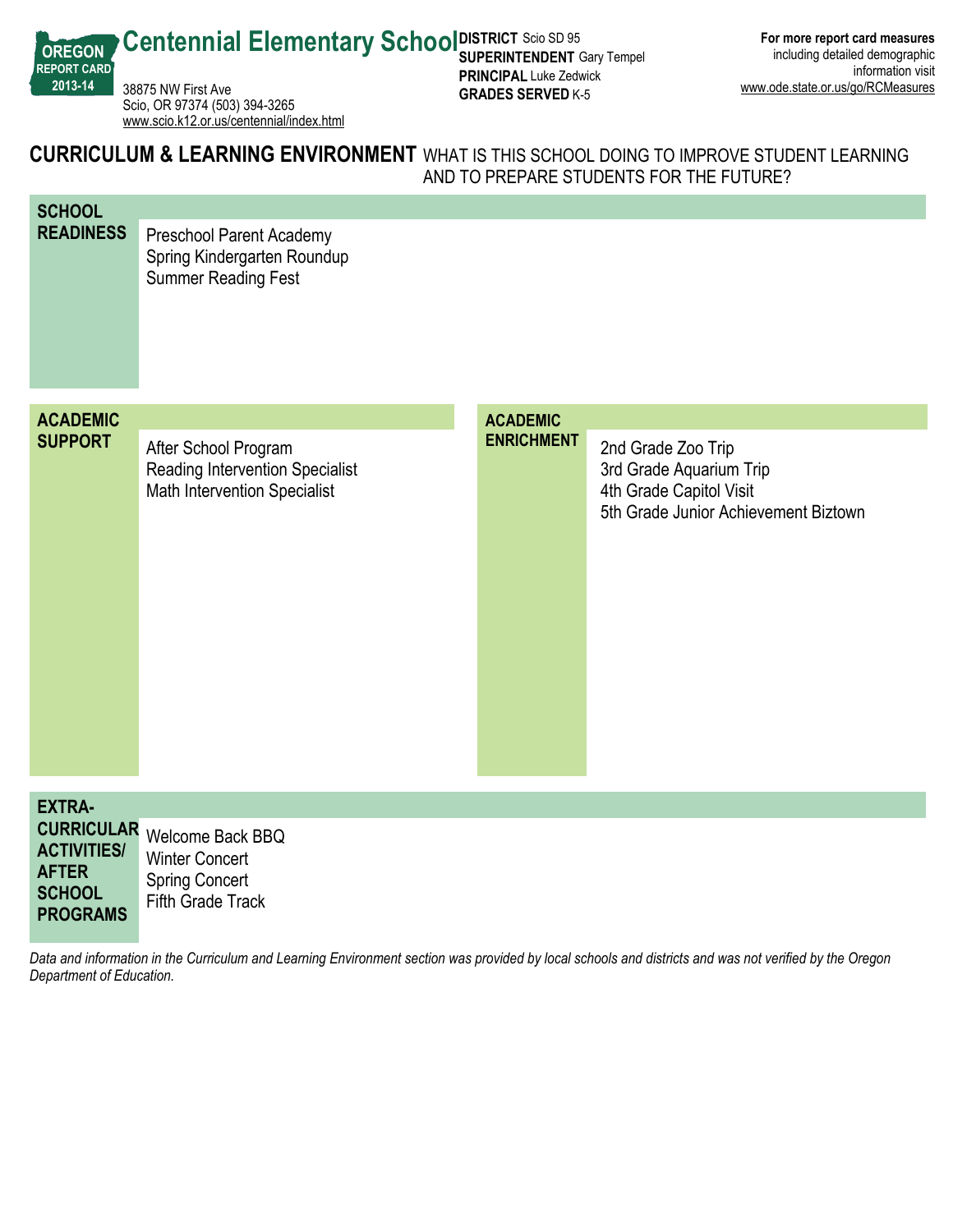**OREGON REPORT CARD 2013-14**

# Centennial Elementary School

38875 NW First Ave
Scio, OR 97374 (503) 394-3265
www.scio.k12.or.us/centennial/index.html

**DISTRICT** Scio SD 95
**SUPERINTENDENT** Gary Tempel
**PRINCIPAL** Luke Zedwick
**GRADES SERVED** K-5

**For more report card measures** including detailed demographic information visit www.ode.state.or.us/go/RCMeasures

## CURRICULUM & LEARNING ENVIRONMENT

WHAT IS THIS SCHOOL DOING TO IMPROVE STUDENT LEARNING AND TO PREPARE STUDENTS FOR THE FUTURE?

### SCHOOL READINESS

Preschool Parent Academy
Spring Kindergarten Roundup
Summer Reading Fest

### ACADEMIC SUPPORT

After School Program
Reading Intervention Specialist
Math Intervention Specialist

### ACADEMIC ENRICHMENT

2nd Grade Zoo Trip
3rd Grade Aquarium Trip
4th Grade Capitol Visit
5th Grade Junior Achievement Biztown

### EXTRA-CURRICULAR ACTIVITIES/ AFTER SCHOOL PROGRAMS

Welcome Back BBQ
Winter Concert
Spring Concert
Fifth Grade Track

*Data and information in the Curriculum and Learning Environment section was provided by local schools and districts and was not verified by the Oregon Department of Education.*